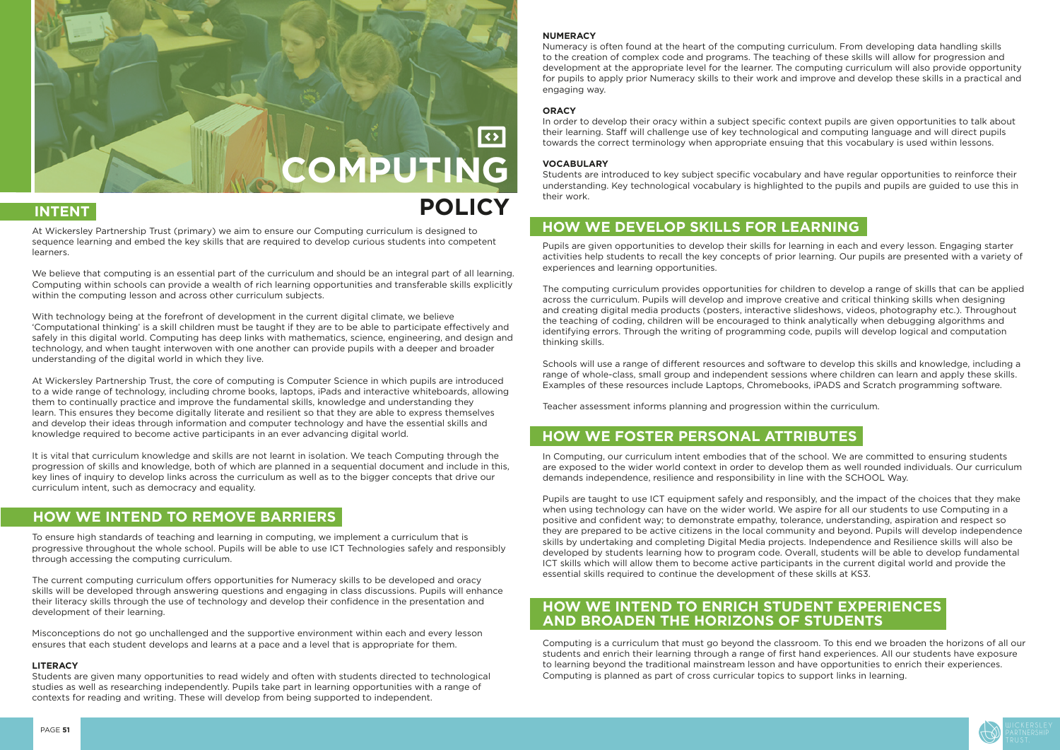# COMPUTING POLICY

## INTENT

At Wickersley Partnership Trust (primary) we aim to ensure our Computing curriculum is designed to sequence learning and embed the key skills that are required to develop curious students into competent learners.

We believe that computing is an essential part of the curriculum and should be an integral part of all learning. Computing within schools can provide a wealth of rich learning opportunities and transferable skills explicitly within the computing lesson and across other curriculum subjects.

With technology being at the forefront of development in the current digital climate, we believe 'Computational thinking' is a skill children must be taught if they are to be able to participate effectively and safely in this digital world. Computing has deep links with mathematics, science, engineering, and design and technology, and when taught interwoven with one another can provide pupils with a deeper and broader understanding of the digital world in which they live.

At Wickersley Partnership Trust, the core of computing is Computer Science in which pupils are introduced to a wide range of technology, including chrome books, laptops, iPads and interactive whiteboards, allowing them to continually practice and improve the fundamental skills, knowledge and understanding they learn. This ensures they become digitally literate and resilient so that they are able to express themselves and develop their ideas through information and computer technology and have the essential skills and knowledge required to become active participants in an ever advancing digital world.

It is vital that curriculum knowledge and skills are not learnt in isolation. We teach Computing through the progression of skills and knowledge, both of which are planned in a sequential document and include in this, key lines of inquiry to develop links across the curriculum as well as to the bigger concepts that drive our curriculum intent, such as democracy and equality.

## HOW WE INTEND TO REMOVE BARRIERS

To ensure high standards of teaching and learning in computing, we implement a curriculum that is progressive throughout the whole school. Pupils will be able to use ICT Technologies safely and responsibly through accessing the computing curriculum.

The current computing curriculum offers opportunities for Numeracy skills to be developed and oracy skills will be developed through answering questions and engaging in class discussions. Pupils will enhance their literacy skills through the use of technology and develop their confidence in the presentation and development of their learning.

Misconceptions do not go unchallenged and the supportive environment within each and every lesson ensures that each student develops and learns at a pace and a level that is appropriate for them.

**LITERACY**

Students are given many opportunities to read widely and often with students directed to technological studies as well as researching independently. Pupils take part in learning opportunities with a range of contexts for reading and writing. These will develop from being supported to independent.

**NUMERACY**

Numeracy is often found at the heart of the computing curriculum. From developing data handling skills to the creation of complex code and programs. The teaching of these skills will allow for progression and development at the appropriate level for the learner. The computing curriculum will also provide opportunity for pupils to apply prior Numeracy skills to their work and improve and develop these skills in a practical and engaging way.

**ORACY**

In order to develop their oracy within a subject specific context pupils are given opportunities to talk about their learning. Staff will challenge use of key technological and computing language and will direct pupils towards the correct terminology when appropriate ensuing that this vocabulary is used within lessons.

**VOCABULARY**

Students are introduced to key subject specific vocabulary and have regular opportunities to reinforce their understanding. Key technological vocabulary is highlighted to the pupils and pupils are guided to use this in their work.

## HOW WE DEVELOP SKILLS FOR LEARNING

Pupils are given opportunities to develop their skills for learning in each and every lesson. Engaging starter activities help students to recall the key concepts of prior learning. Our pupils are presented with a variety of experiences and learning opportunities.

The computing curriculum provides opportunities for children to develop a range of skills that can be applied across the curriculum. Pupils will develop and improve creative and critical thinking skills when designing and creating digital media products (posters, interactive slideshows, videos, photography etc.). Throughout the teaching of coding, children will be encouraged to think analytically when debugging algorithms and identifying errors. Through the writing of programming code, pupils will develop logical and computation thinking skills.

Schools will use a range of different resources and software to develop this skills and knowledge, including a range of whole-class, small group and independent sessions where children can learn and apply these skills. Examples of these resources include Laptops, Chromebooks, iPADS and Scratch programming software.

Teacher assessment informs planning and progression within the curriculum.

## HOW WE FOSTER PERSONAL ATTRIBUTES

In Computing, our curriculum intent embodies that of the school. We are committed to ensuring students are exposed to the wider world context in order to develop them as well rounded individuals. Our curriculum demands independence, resilience and responsibility in line with the SCHOOL Way.

Pupils are taught to use ICT equipment safely and responsibly, and the impact of the choices that they make when using technology can have on the wider world. We aspire for all our students to use Computing in a positive and confident way; to demonstrate empathy, tolerance, understanding, aspiration and respect so they are prepared to be active citizens in the local community and beyond. Pupils will develop independence skills by undertaking and completing Digital Media projects. Independence and Resilience skills will also be developed by students learning how to program code. Overall, students will be able to develop fundamental ICT skills which will allow them to become active participants in the current digital world and provide the essential skills required to continue the development of these skills at KS3.

## HOW WE INTEND TO ENRICH STUDENT EXPERIENCES AND BROADEN THE HORIZONS OF STUDENTS

Computing is a curriculum that must go beyond the classroom. To this end we broaden the horizons of all our students and enrich their learning through a range of first hand experiences. All our students have exposure to learning beyond the traditional mainstream lesson and have opportunities to enrich their experiences. Computing is planned as part of cross curricular topics to support links in learning.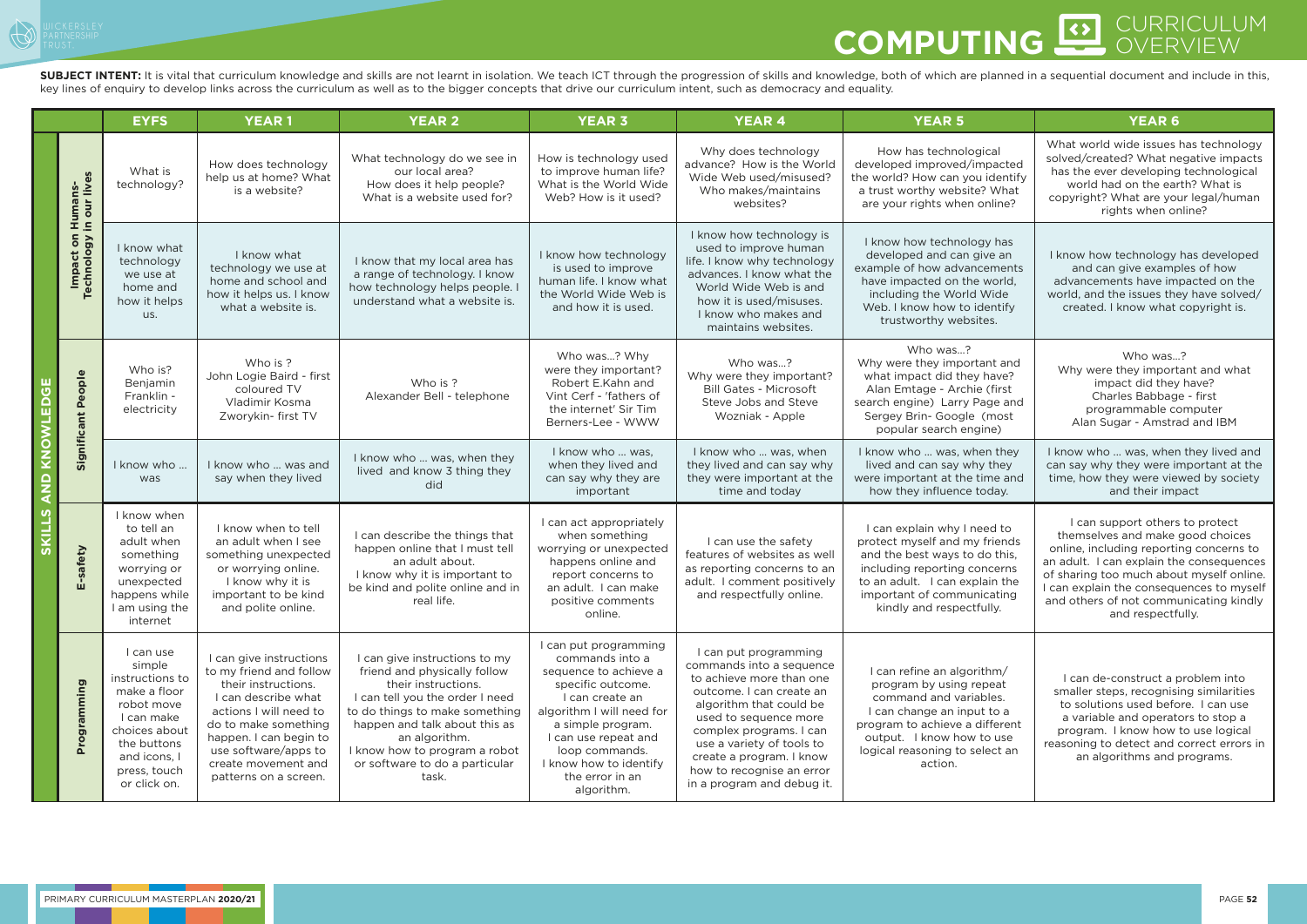# COMPUTING CURRICULUM OVERVIEW

**SUBJECT INTENT:** It is vital that curriculum knowledge and skills are not learnt in isolation. We teach ICT through the progression of skills and knowledge, both of which are planned in a sequential document and include in this, key lines of enquiry to develop links across the curriculum as well as to the bigger concepts that drive our curriculum intent, such as democracy and equality.

| | | EYFS | YEAR 1 | YEAR 2 | YEAR 3 | YEAR 4 | YEAR 5 | YEAR 6 |
|---|---|---|---|---|---|---|---|---|
| SKILLS AND KNOWLEDGE | Impact on Humans- Technology in our lives | What is technology? | How does technology help us at home? What is a website? | What technology do we see in our local area? How does it help people? What is a website used for? | How is technology used to improve human life? What is the World Wide Web? How is it used? | Why does technology advance? How is the World Wide Web used/misused? Who makes/maintains websites? | How has technological developed improved/impacted the world? How can you identify a trust worthy website? What are your rights when online? | What world wide issues has technology solved/created? What negative impacts has the ever developing technological world had on the earth? What is copyright? What are your legal/human rights when online? |
| | | I know what technology we use at home and how it helps us. | I know what technology we use at home and school and how it helps us. I know what a website is. | I know that my local area has a range of technology. I know how technology helps people. I understand what a website is. | I know how technology is used to improve human life. I know what the World Wide Web is and how it is used. | I know how technology is used to improve human life. I know why technology advances. I know what the World Wide Web is and how it is used/misuses. I know who makes and maintains websites. | I know how technology has developed and can give an example of how advancements have impacted on the world, including the World Wide Web. I know how to identify trustworthy websites. | I know how technology has developed and can give examples of how advancements have impacted on the world, and the issues they have solved/ created. I know what copyright is. |
| | Significant People | Who is? Benjamin Franklin - electricity | Who is ? John Logie Baird - first coloured TV Vladimir Kosma Zworykin- first TV | Who is ? Alexander Bell - telephone | Who was...? Why were they important? Robert E.Kahn and Vint Cerf - 'fathers of the internet' Sir Tim Berners-Lee - WWW | Who was...? Why were they important? Bill Gates - Microsoft Steve Jobs and Steve Wozniak - Apple | Who was...? Why were they important and what impact did they have? Alan Emtage - Archie (first search engine) Larry Page and Sergey Brin- Google (most popular search engine) | Who was...? Why were they important and what impact did they have? Charles Babbage - first programmable computer Alan Sugar - Amstrad and IBM |
| | | I know who ... was | I know who ... was and say when they lived | I know who ... was, when they lived and know 3 thing they did | I know who ... was, when they lived and can say why they are important | I know who ... was, when they lived and can say why they were important at the time and today | I know who ... was, when they lived and can say why they were important at the time and how they influence today. | I know who ... was, when they lived and can say why they were important at the time, how they were viewed by society and their impact |
| | E-safety | I know when to tell an adult when something worrying or unexpected happens while I am using the internet | I know when to tell an adult when I see something unexpected or worrying online. I know why it is important to be kind and polite online. | I can describe the things that happen online that I must tell an adult about. I know why it is important to be kind and polite online and in real life. | I can act appropriately when something worrying or unexpected happens online and report concerns to an adult. I can make positive comments online. | I can use the safety features of websites as well as reporting concerns to an adult. I comment positively and respectfully online. | I can explain why I need to protect myself and my friends and the best ways to do this, including reporting concerns to an adult. I can explain the important of communicating kindly and respectfully. | I can support others to protect themselves and make good choices online, including reporting concerns to an adult. I can explain the consequences of sharing too much about myself online. I can explain the consequences to myself and others of not communicating kindly and respectfully. |
| | Programming | I can use simple instructions to make a floor robot move I can make choices about the buttons and icons, I press, touch or click on. | I can give instructions to my friend and follow their instructions. I can describe what actions I will need to do to make something happen. I can begin to use software/apps to create movement and patterns on a screen. | I can give instructions to my friend and physically follow their instructions. I can tell you the order I need to do things to make something happen and talk about this as an algorithm. I know how to program a robot or software to do a particular task. | I can put programming commands into a sequence to achieve a specific outcome. I can create an algorithm I will need for a simple program. I can use repeat and loop commands. I know how to identify the error in an algorithm. | I can put programming commands into a sequence to achieve more than one outcome. I can create an algorithm that could be used to sequence more complex programs. I can use a variety of tools to create a program. I know how to recognise an error in a program and debug it. | I can refine an algorithm/ program by using repeat command and variables. I can change an input to a program to achieve a different output. I know how to use logical reasoning to select an action. | I can de-construct a problem into smaller steps, recognising similarities to solutions used before. I can use a variable and operators to stop a program. I know how to use logical reasoning to detect and correct errors in an algorithms and programs. |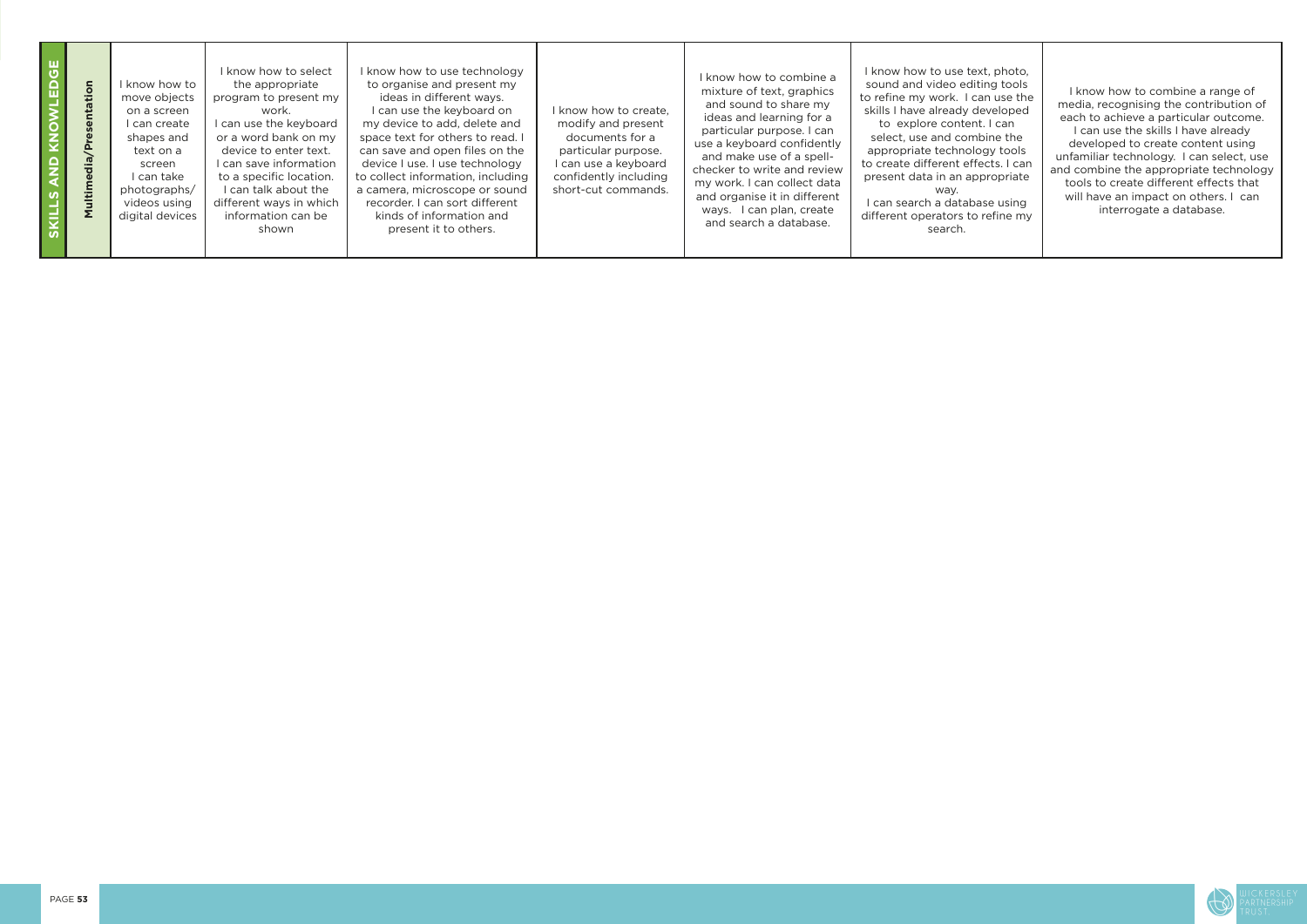| | | | | | | | | | |
|---|---|---|---|---|---|---|---|---|---|
| **SKILLS AND KNOWLEDGE** | **Multimedia/Presentation** | I know how to move objects on a screen<br>I can create shapes and text on a screen<br>I can take photographs/ videos using digital devices | I know how to select the appropriate program to present my work.<br>I can use the keyboard or a word bank on my device to enter text.<br>I can save information to a specific location.<br>I can talk about the different ways in which information can be shown | I know how to use technology to organise and present my ideas in different ways.<br>I can use the keyboard on my device to add, delete and space text for others to read. I can save and open files on the device I use. I use technology to collect information, including a camera, microscope or sound recorder. I can sort different kinds of information and present it to others. | I know how to create, modify and present documents for a particular purpose.<br>I can use a keyboard confidently including short-cut commands. | I know how to combine a mixture of text, graphics and sound to share my ideas and learning for a particular purpose. I can use a keyboard confidently and make use of a spell-checker to write and review my work. I can collect data and organise it in different ways. I can plan, create and search a database. | I know how to use text, photo, sound and video editing tools to refine my work. I can use the skills I have already developed to explore content. I can select, use and combine the appropriate technology tools to create different effects. I can present data in an appropriate way.<br>I can search a database using different operators to refine my search. | I know how to combine a range of media, recognising the contribution of each to achieve a particular outcome.<br>I can use the skills I have already developed to create content using unfamiliar technology. I can select, use and combine the appropriate technology tools to create different effects that will have an impact on others. I can interrogate a database. |